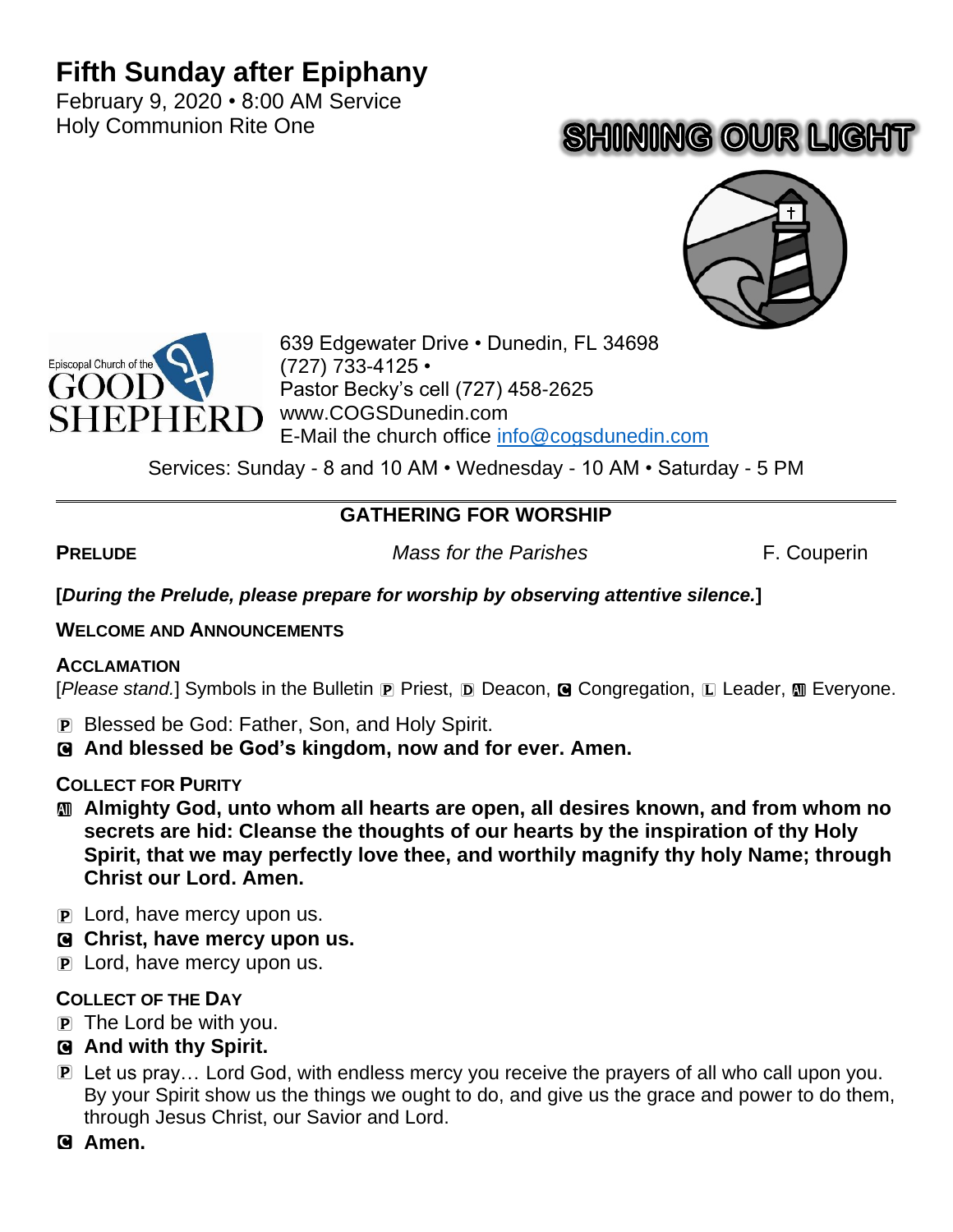# Fifth Sunday after Epiphany

February 9, 2020 • 8:00 AM Service
Holy Communion Rite One

SHINING OUR LIGHT

Episcopal Church of the GOOD SHEPHERD

639 Edgewater Drive • Dunedin, FL 34698
(727) 733-4125 •
Pastor Becky's cell (727) 458-2625
www.COGSDunedin.com
E-Mail the church office info@cogsdunedin.com

Services: Sunday - 8 and 10 AM • Wednesday - 10 AM • Saturday - 5 PM

## GATHERING FOR WORSHIP

**PRELUDE** *Mass for the Parishes* F. Couperin

**[*During the Prelude, please prepare for worship by observing attentive silence.*]**

**WELCOME AND ANNOUNCEMENTS**

**ACCLAMATION**

[*Please stand.*] Symbols in the Bulletin P Priest, D Deacon, C Congregation, L Leader, All Everyone.

P Blessed be God: Father, Son, and Holy Spirit.

C **And blessed be God's kingdom, now and for ever. Amen.**

**COLLECT FOR PURITY**

All **Almighty God, unto whom all hearts are open, all desires known, and from whom no secrets are hid: Cleanse the thoughts of our hearts by the inspiration of thy Holy Spirit, that we may perfectly love thee, and worthily magnify thy holy Name; through Christ our Lord. Amen.**

P Lord, have mercy upon us.

C **Christ, have mercy upon us.**

P Lord, have mercy upon us.

**COLLECT OF THE DAY**

P The Lord be with you.

C **And with thy Spirit.**

P Let us pray… Lord God, with endless mercy you receive the prayers of all who call upon you. By your Spirit show us the things we ought to do, and give us the grace and power to do them, through Jesus Christ, our Savior and Lord.

C **Amen.**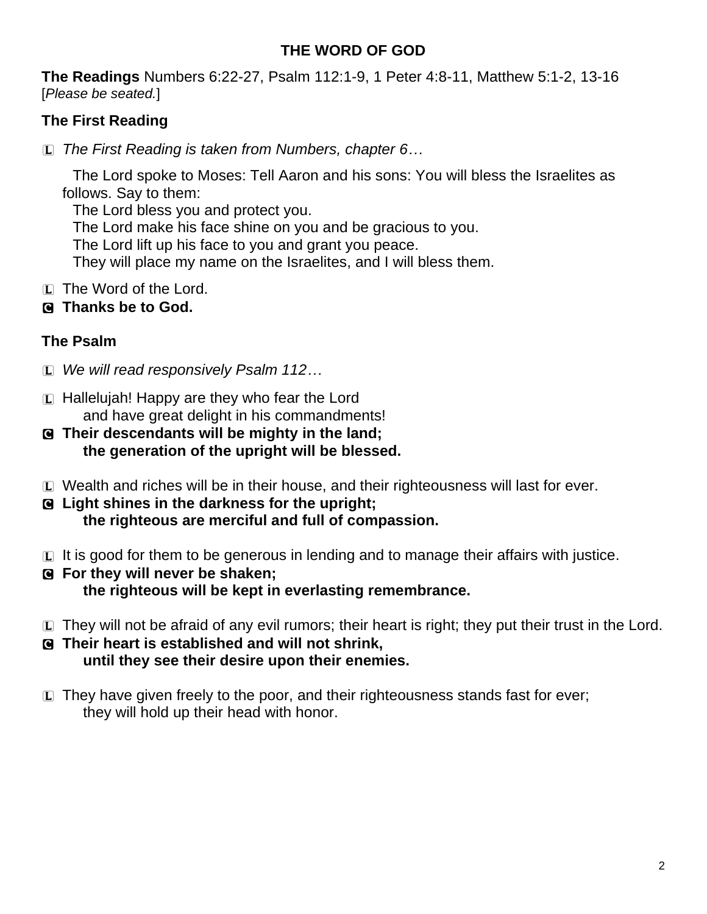**THE WORD OF GOD**

**The Readings** Numbers 6:22-27, Psalm 112:1-9, 1 Peter 4:8-11, Matthew 5:1-2, 13-16
[*Please be seated.*]

**The First Reading**

L *The First Reading is taken from Numbers, chapter 6…*

The Lord spoke to Moses: Tell Aaron and his sons: You will bless the Israelites as follows. Say to them:
The Lord bless you and protect you.
The Lord make his face shine on you and be gracious to you.
The Lord lift up his face to you and grant you peace.
They will place my name on the Israelites, and I will bless them.

L The Word of the Lord.
**C Thanks be to God.**

**The Psalm**

L *We will read responsively Psalm 112…*

L Hallelujah! Happy are they who fear the Lord
and have great delight in his commandments!
**C Their descendants will be mighty in the land;**
**the generation of the upright will be blessed.**

L Wealth and riches will be in their house, and their righteousness will last for ever.
**C Light shines in the darkness for the upright;**
**the righteous are merciful and full of compassion.**

L It is good for them to be generous in lending and to manage their affairs with justice.
**C For they will never be shaken;**
**the righteous will be kept in everlasting remembrance.**

L They will not be afraid of any evil rumors; their heart is right; they put their trust in the Lord.
**C Their heart is established and will not shrink,**
**until they see their desire upon their enemies.**

L They have given freely to the poor, and their righteousness stands fast for ever;
they will hold up their head with honor.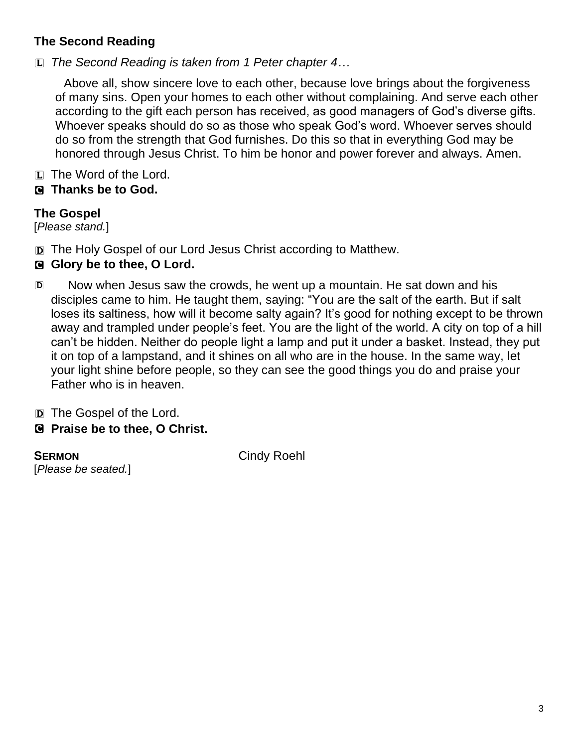**The Second Reading**

L *The Second Reading is taken from 1 Peter chapter 4…*

Above all, show sincere love to each other, because love brings about the forgiveness of many sins. Open your homes to each other without complaining. And serve each other according to the gift each person has received, as good managers of God's diverse gifts. Whoever speaks should do so as those who speak God's word. Whoever serves should do so from the strength that God furnishes. Do this so that in everything God may be honored through Jesus Christ. To him be honor and power forever and always. Amen.

L The Word of the Lord.

C **Thanks be to God.**

**The Gospel**

[*Please stand.*]

D The Holy Gospel of our Lord Jesus Christ according to Matthew.

C **Glory be to thee, O Lord.**

D Now when Jesus saw the crowds, he went up a mountain. He sat down and his disciples came to him. He taught them, saying: "You are the salt of the earth. But if salt loses its saltiness, how will it become salty again? It's good for nothing except to be thrown away and trampled under people's feet. You are the light of the world. A city on top of a hill can't be hidden. Neither do people light a lamp and put it under a basket. Instead, they put it on top of a lampstand, and it shines on all who are in the house. In the same way, let your light shine before people, so they can see the good things you do and praise your Father who is in heaven.

D The Gospel of the Lord.

C **Praise be to thee, O Christ.**

**SERMON** Cindy Roehl

[*Please be seated.*]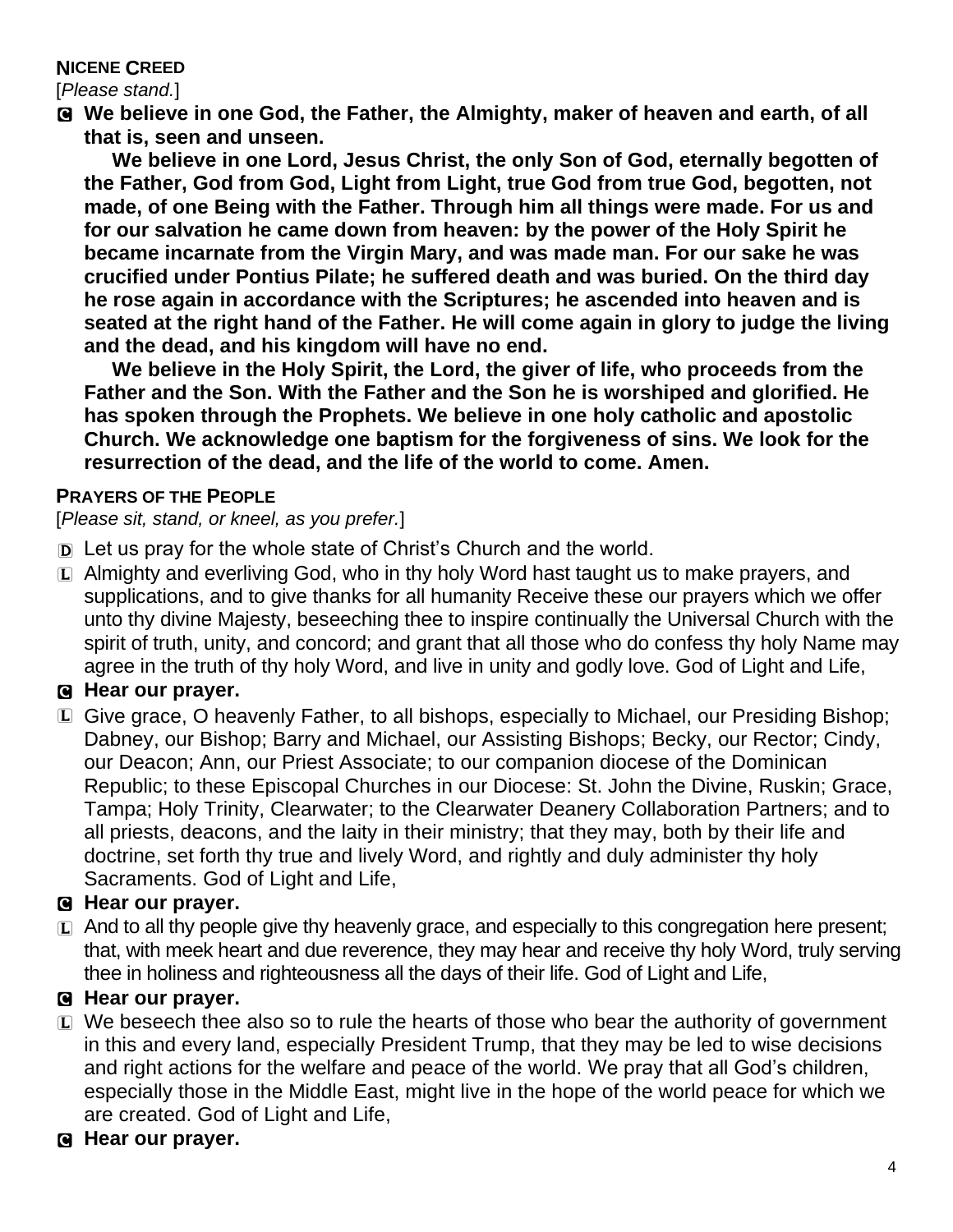**NICENE CREED**

[*Please stand.*]

**C We believe in one God, the Father, the Almighty, maker of heaven and earth, of all that is, seen and unseen.**

**We believe in one Lord, Jesus Christ, the only Son of God, eternally begotten of the Father, God from God, Light from Light, true God from true God, begotten, not made, of one Being with the Father. Through him all things were made. For us and for our salvation he came down from heaven: by the power of the Holy Spirit he became incarnate from the Virgin Mary, and was made man. For our sake he was crucified under Pontius Pilate; he suffered death and was buried. On the third day he rose again in accordance with the Scriptures; he ascended into heaven and is seated at the right hand of the Father. He will come again in glory to judge the living and the dead, and his kingdom will have no end.**

**We believe in the Holy Spirit, the Lord, the giver of life, who proceeds from the Father and the Son. With the Father and the Son he is worshiped and glorified. He has spoken through the Prophets. We believe in one holy catholic and apostolic Church. We acknowledge one baptism for the forgiveness of sins. We look for the resurrection of the dead, and the life of the world to come. Amen.**

**PRAYERS OF THE PEOPLE**

[*Please sit, stand, or kneel, as you prefer.*]

D Let us pray for the whole state of Christ's Church and the world.

L Almighty and everliving God, who in thy holy Word hast taught us to make prayers, and supplications, and to give thanks for all humanity Receive these our prayers which we offer unto thy divine Majesty, beseeching thee to inspire continually the Universal Church with the spirit of truth, unity, and concord; and grant that all those who do confess thy holy Name may agree in the truth of thy holy Word, and live in unity and godly love. God of Light and Life,

**C Hear our prayer.**

L Give grace, O heavenly Father, to all bishops, especially to Michael, our Presiding Bishop; Dabney, our Bishop; Barry and Michael, our Assisting Bishops; Becky, our Rector; Cindy, our Deacon; Ann, our Priest Associate; to our companion diocese of the Dominican Republic; to these Episcopal Churches in our Diocese: St. John the Divine, Ruskin; Grace, Tampa; Holy Trinity, Clearwater; to the Clearwater Deanery Collaboration Partners; and to all priests, deacons, and the laity in their ministry; that they may, both by their life and doctrine, set forth thy true and lively Word, and rightly and duly administer thy holy Sacraments. God of Light and Life,

**C Hear our prayer.**

L And to all thy people give thy heavenly grace, and especially to this congregation here present; that, with meek heart and due reverence, they may hear and receive thy holy Word, truly serving thee in holiness and righteousness all the days of their life. God of Light and Life,

**C Hear our prayer.**

L We beseech thee also so to rule the hearts of those who bear the authority of government in this and every land, especially President Trump, that they may be led to wise decisions and right actions for the welfare and peace of the world. We pray that all God's children, especially those in the Middle East, might live in the hope of the world peace for which we are created. God of Light and Life,

**C Hear our prayer.**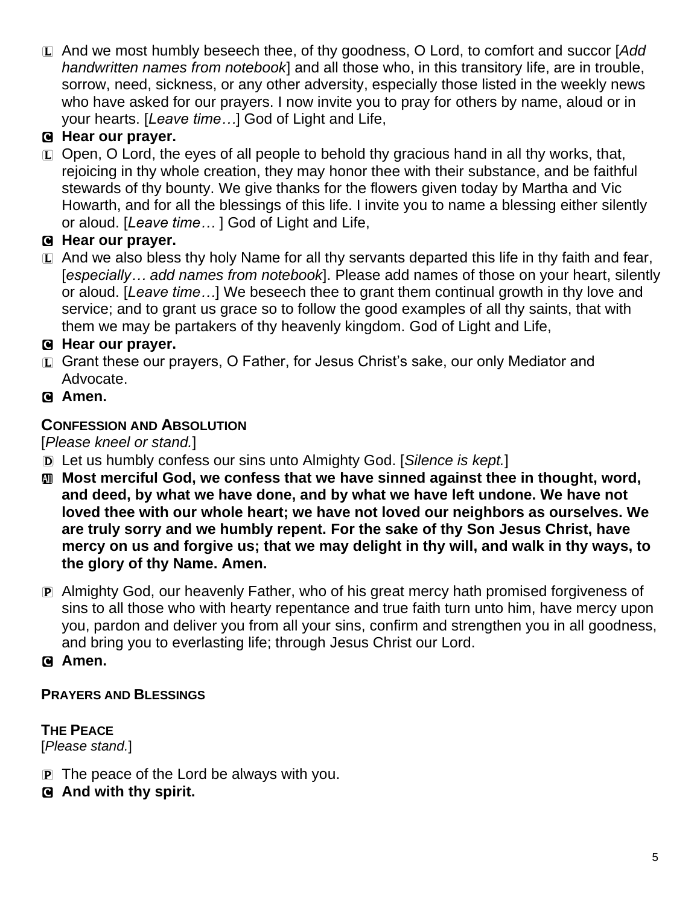L And we most humbly beseech thee, of thy goodness, O Lord, to comfort and succor [*Add handwritten names from notebook*] and all those who, in this transitory life, are in trouble, sorrow, need, sickness, or any other adversity, especially those listed in the weekly news who have asked for our prayers. I now invite you to pray for others by name, aloud or in your hearts. [*Leave time…*] God of Light and Life,

C **Hear our prayer.**

L Open, O Lord, the eyes of all people to behold thy gracious hand in all thy works, that, rejoicing in thy whole creation, they may honor thee with their substance, and be faithful stewards of thy bounty. We give thanks for the flowers given today by Martha and Vic Howarth, and for all the blessings of this life. I invite you to name a blessing either silently or aloud. [*Leave time…* ] God of Light and Life,

C **Hear our prayer.**

L And we also bless thy holy Name for all thy servants departed this life in thy faith and fear, [*especially… add names from notebook*]. Please add names of those on your heart, silently or aloud. [*Leave time…*] We beseech thee to grant them continual growth in thy love and service; and to grant us grace so to follow the good examples of all thy saints, that with them we may be partakers of thy heavenly kingdom. God of Light and Life,

C **Hear our prayer.**

L Grant these our prayers, O Father, for Jesus Christ's sake, our only Mediator and Advocate.

C **Amen.**

### CONFESSION AND ABSOLUTION

[*Please kneel or stand.*]

D Let us humbly confess our sins unto Almighty God. [*Silence is kept.*]

All **Most merciful God, we confess that we have sinned against thee in thought, word, and deed, by what we have done, and by what we have left undone. We have not loved thee with our whole heart; we have not loved our neighbors as ourselves. We are truly sorry and we humbly repent. For the sake of thy Son Jesus Christ, have mercy on us and forgive us; that we may delight in thy will, and walk in thy ways, to the glory of thy Name. Amen.**

P Almighty God, our heavenly Father, who of his great mercy hath promised forgiveness of sins to all those who with hearty repentance and true faith turn unto him, have mercy upon you, pardon and deliver you from all your sins, confirm and strengthen you in all goodness, and bring you to everlasting life; through Jesus Christ our Lord.

C **Amen.**

### PRAYERS AND BLESSINGS

### THE PEACE

[*Please stand.*]

P The peace of the Lord be always with you.

C **And with thy spirit.**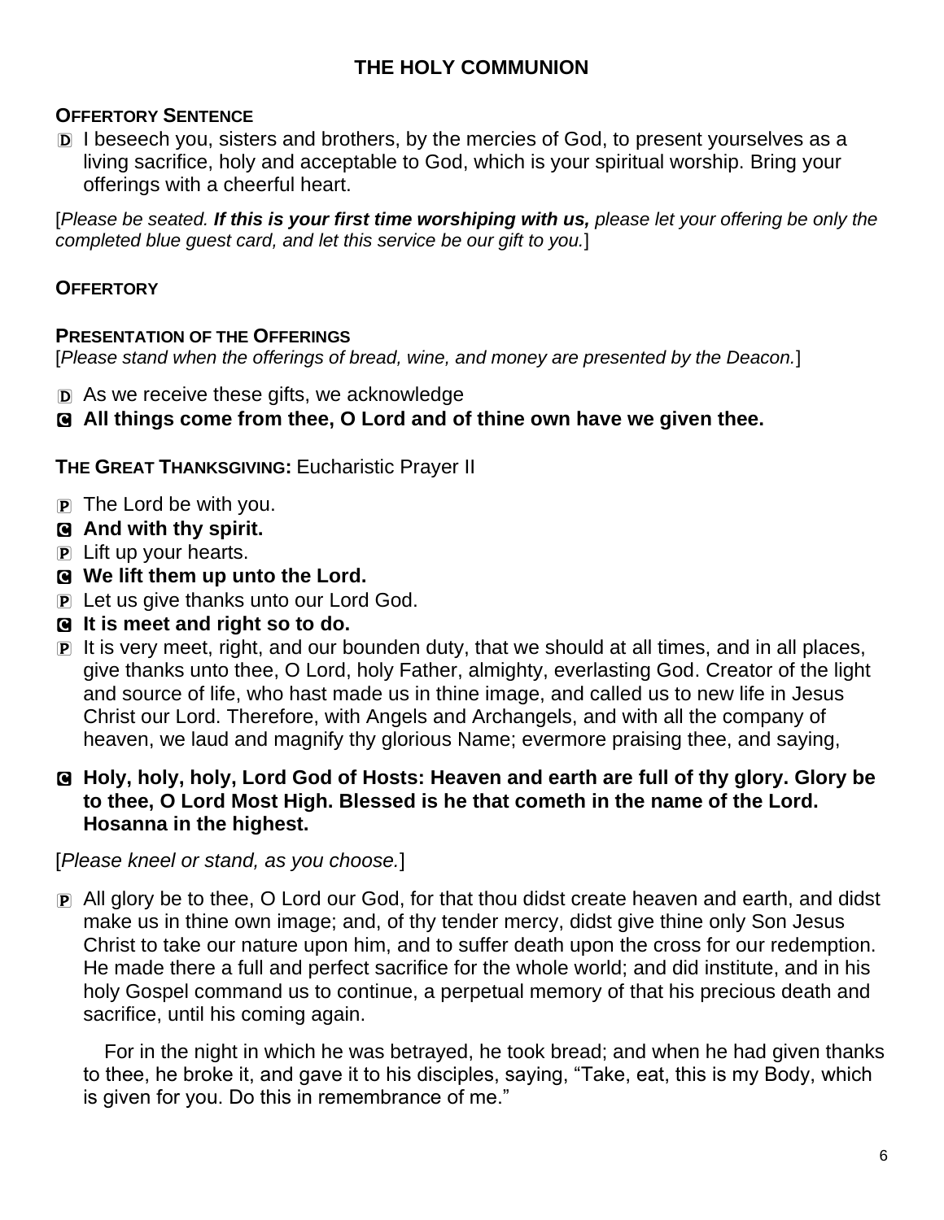## THE HOLY COMMUNION

**OFFERTORY SENTENCE**

D I beseech you, sisters and brothers, by the mercies of God, to present yourselves as a living sacrifice, holy and acceptable to God, which is your spiritual worship. Bring your offerings with a cheerful heart.

[*Please be seated.* ***If this is your first time worshiping with us,*** *please let your offering be only the completed blue guest card, and let this service be our gift to you.*]

**OFFERTORY**

**PRESENTATION OF THE OFFERINGS**

[*Please stand when the offerings of bread, wine, and money are presented by the Deacon.*]

D As we receive these gifts, we acknowledge

C **All things come from thee, O Lord and of thine own have we given thee.**

**THE GREAT THANKSGIVING:** Eucharistic Prayer II

P The Lord be with you.

C **And with thy spirit.**

P Lift up your hearts.

C **We lift them up unto the Lord.**

P Let us give thanks unto our Lord God.

C **It is meet and right so to do.**

P It is very meet, right, and our bounden duty, that we should at all times, and in all places, give thanks unto thee, O Lord, holy Father, almighty, everlasting God. Creator of the light and source of life, who hast made us in thine image, and called us to new life in Jesus Christ our Lord. Therefore, with Angels and Archangels, and with all the company of heaven, we laud and magnify thy glorious Name; evermore praising thee, and saying,

C **Holy, holy, holy, Lord God of Hosts: Heaven and earth are full of thy glory. Glory be to thee, O Lord Most High. Blessed is he that cometh in the name of the Lord. Hosanna in the highest.**

[*Please kneel or stand, as you choose.*]

P All glory be to thee, O Lord our God, for that thou didst create heaven and earth, and didst make us in thine own image; and, of thy tender mercy, didst give thine only Son Jesus Christ to take our nature upon him, and to suffer death upon the cross for our redemption. He made there a full and perfect sacrifice for the whole world; and did institute, and in his holy Gospel command us to continue, a perpetual memory of that his precious death and sacrifice, until his coming again.

For in the night in which he was betrayed, he took bread; and when he had given thanks to thee, he broke it, and gave it to his disciples, saying, "Take, eat, this is my Body, which is given for you. Do this in remembrance of me."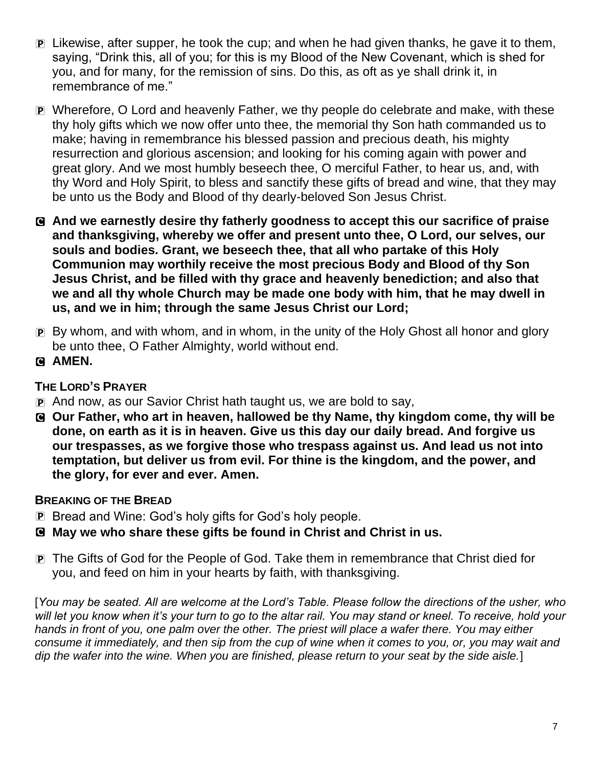P Likewise, after supper, he took the cup; and when he had given thanks, he gave it to them, saying, "Drink this, all of you; for this is my Blood of the New Covenant, which is shed for you, and for many, for the remission of sins. Do this, as oft as ye shall drink it, in remembrance of me."

P Wherefore, O Lord and heavenly Father, we thy people do celebrate and make, with these thy holy gifts which we now offer unto thee, the memorial thy Son hath commanded us to make; having in remembrance his blessed passion and precious death, his mighty resurrection and glorious ascension; and looking for his coming again with power and great glory. And we most humbly beseech thee, O merciful Father, to hear us, and, with thy Word and Holy Spirit, to bless and sanctify these gifts of bread and wine, that they may be unto us the Body and Blood of thy dearly-beloved Son Jesus Christ.

C **And we earnestly desire thy fatherly goodness to accept this our sacrifice of praise and thanksgiving, whereby we offer and present unto thee, O Lord, our selves, our souls and bodies. Grant, we beseech thee, that all who partake of this Holy Communion may worthily receive the most precious Body and Blood of thy Son Jesus Christ, and be filled with thy grace and heavenly benediction; and also that we and all thy whole Church may be made one body with him, that he may dwell in us, and we in him; through the same Jesus Christ our Lord;**

P By whom, and with whom, and in whom, in the unity of the Holy Ghost all honor and glory be unto thee, O Father Almighty, world without end.

C **AMEN.**

### THE LORD'S PRAYER

P And now, as our Savior Christ hath taught us, we are bold to say,

C **Our Father, who art in heaven, hallowed be thy Name, thy kingdom come, thy will be done, on earth as it is in heaven. Give us this day our daily bread. And forgive us our trespasses, as we forgive those who trespass against us. And lead us not into temptation, but deliver us from evil. For thine is the kingdom, and the power, and the glory, for ever and ever. Amen.**

### BREAKING OF THE BREAD

P Bread and Wine: God's holy gifts for God's holy people.

C **May we who share these gifts be found in Christ and Christ in us.**

P The Gifts of God for the People of God. Take them in remembrance that Christ died for you, and feed on him in your hearts by faith, with thanksgiving.

[*You may be seated. All are welcome at the Lord's Table. Please follow the directions of the usher, who will let you know when it's your turn to go to the altar rail. You may stand or kneel. To receive, hold your hands in front of you, one palm over the other. The priest will place a wafer there. You may either consume it immediately, and then sip from the cup of wine when it comes to you, or, you may wait and dip the wafer into the wine. When you are finished, please return to your seat by the side aisle.*]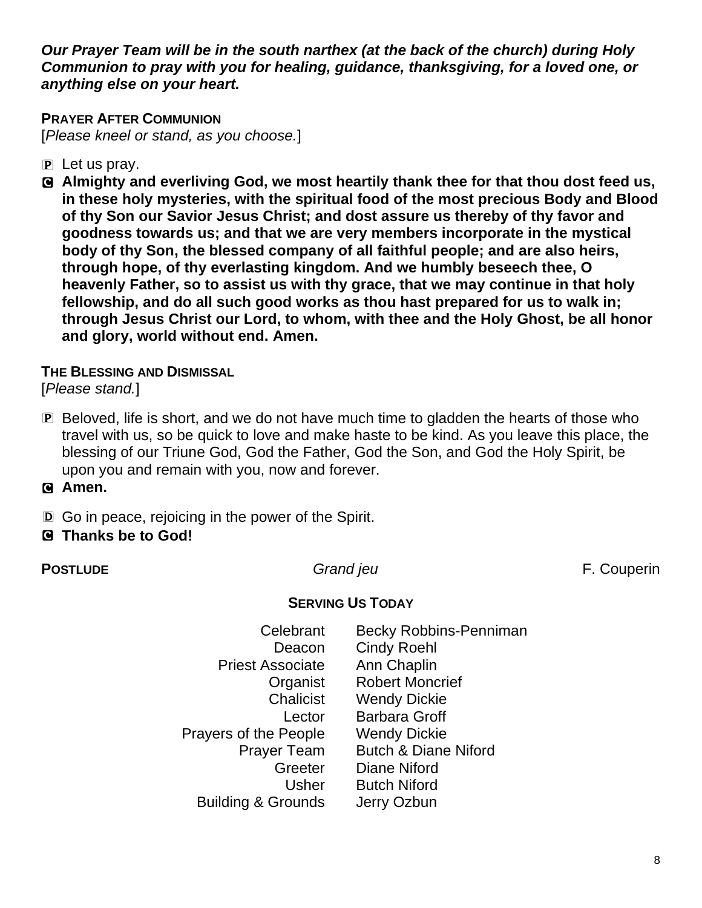***Our Prayer Team will be in the south narthex (at the back of the church) during Holy Communion to pray with you for healing, guidance, thanksgiving, for a loved one, or anything else on your heart.***

**PRAYER AFTER COMMUNION**

[*Please kneel or stand, as you choose.*]

P Let us pray.

C **Almighty and everliving God, we most heartily thank thee for that thou dost feed us, in these holy mysteries, with the spiritual food of the most precious Body and Blood of thy Son our Savior Jesus Christ; and dost assure us thereby of thy favor and goodness towards us; and that we are very members incorporate in the mystical body of thy Son, the blessed company of all faithful people; and are also heirs, through hope, of thy everlasting kingdom. And we humbly beseech thee, O heavenly Father, so to assist us with thy grace, that we may continue in that holy fellowship, and do all such good works as thou hast prepared for us to walk in; through Jesus Christ our Lord, to whom, with thee and the Holy Ghost, be all honor and glory, world without end. Amen.**

**THE BLESSING AND DISMISSAL**

[*Please stand.*]

P Beloved, life is short, and we do not have much time to gladden the hearts of those who travel with us, so be quick to love and make haste to be kind. As you leave this place, the blessing of our Triune God, God the Father, God the Son, and God the Holy Spirit, be upon you and remain with you, now and forever.

C **Amen.**

D Go in peace, rejoicing in the power of the Spirit.

C **Thanks be to God!**

**POSTLUDE** *Grand jeu* F. Couperin

**SERVING US TODAY**

| | |
|---|---|
| Celebrant | Becky Robbins-Penniman |
| Deacon | Cindy Roehl |
| Priest Associate | Ann Chaplin |
| Organist | Robert Moncrief |
| Chalicist | Wendy Dickie |
| Lector | Barbara Groff |
| Prayers of the People | Wendy Dickie |
| Prayer Team | Butch & Diane Niford |
| Greeter | Diane Niford |
| Usher | Butch Niford |
| Building & Grounds | Jerry Ozbun |